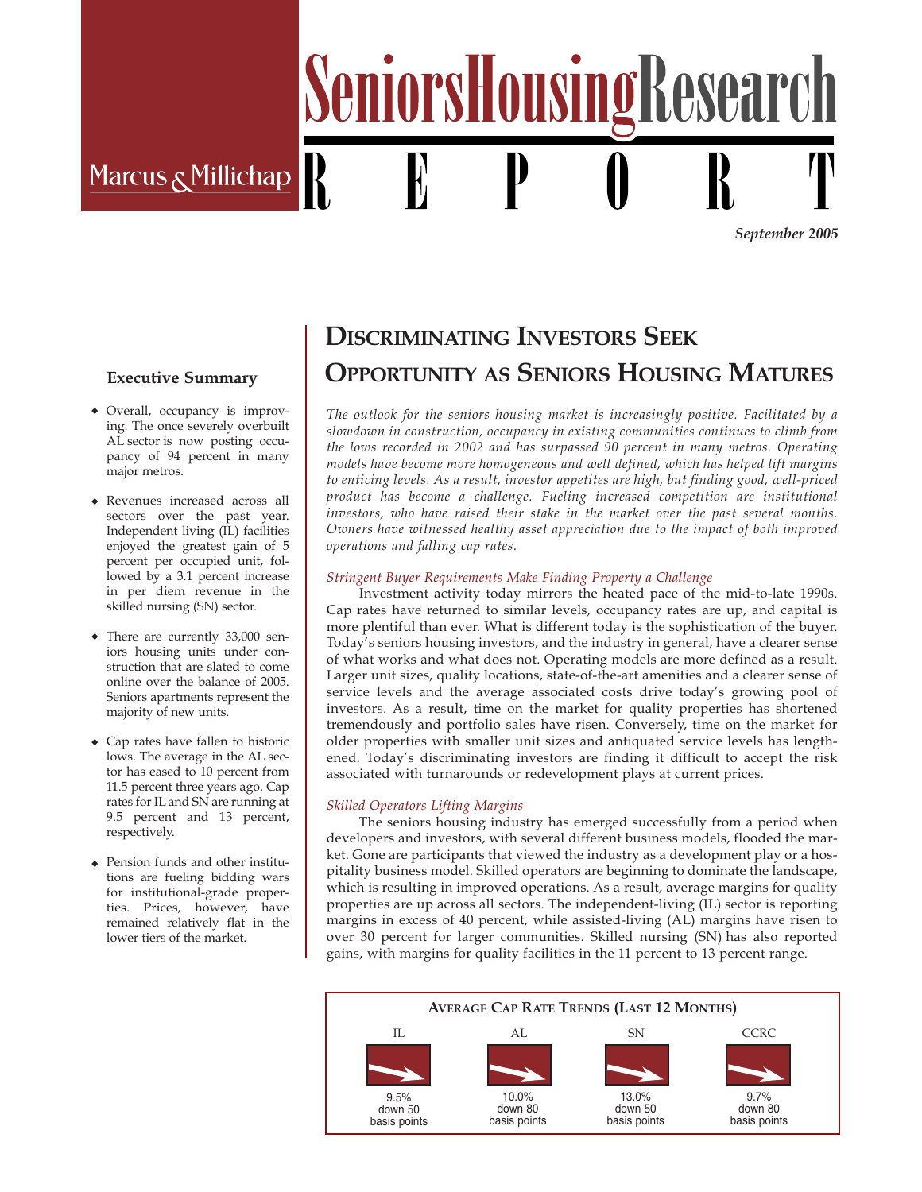# Seniors Housing Research REPORT

Marcus & Millichap

*September 2005*

### Executive Summary

- Overall, occupancy is improving. The once severely overbuilt AL sector is now posting occupancy of 94 percent in many major metros.
- Revenues increased across all sectors over the past year. Independent living (IL) facilities enjoyed the greatest gain of 5 percent per occupied unit, followed by a 3.1 percent increase in per diem revenue in the skilled nursing (SN) sector.
- There are currently 33,000 seniors housing units under construction that are slated to come online over the balance of 2005. Seniors apartments represent the majority of new units.
- Cap rates have fallen to historic lows. The average in the AL sector has eased to 10 percent from 11.5 percent three years ago. Cap rates for IL and SN are running at 9.5 percent and 13 percent, respectively.
- Pension funds and other institutions are fueling bidding wars for institutional-grade properties. Prices, however, have remained relatively flat in the lower tiers of the market.

## Discriminating Investors Seek Opportunity as Seniors Housing Matures

*The outlook for the seniors housing market is increasingly positive. Facilitated by a slowdown in construction, occupancy in existing communities continues to climb from the lows recorded in 2002 and has surpassed 90 percent in many metros. Operating models have become more homogeneous and well defined, which has helped lift margins to enticing levels. As a result, investor appetites are high, but finding good, well-priced product has become a challenge. Fueling increased competition are institutional investors, who have raised their stake in the market over the past several months. Owners have witnessed healthy asset appreciation due to the impact of both improved operations and falling cap rates.*

*Stringent Buyer Requirements Make Finding Property a Challenge*

Investment activity today mirrors the heated pace of the mid-to-late 1990s. Cap rates have returned to similar levels, occupancy rates are up, and capital is more plentiful than ever. What is different today is the sophistication of the buyer. Today's seniors housing investors, and the industry in general, have a clearer sense of what works and what does not. Operating models are more defined as a result. Larger unit sizes, quality locations, state-of-the-art amenities and a clearer sense of service levels and the average associated costs drive today's growing pool of investors. As a result, time on the market for quality properties has shortened tremendously and portfolio sales have risen. Conversely, time on the market for older properties with smaller unit sizes and antiquated service levels has lengthened. Today's discriminating investors are finding it difficult to accept the risk associated with turnarounds or redevelopment plays at current prices.

*Skilled Operators Lifting Margins*

The seniors housing industry has emerged successfully from a period when developers and investors, with several different business models, flooded the market. Gone are participants that viewed the industry as a development play or a hospitality business model. Skilled operators are beginning to dominate the landscape, which is resulting in improved operations. As a result, average margins for quality properties are up across all sectors. The independent-living (IL) sector is reporting margins in excess of 40 percent, while assisted-living (AL) margins have risen to over 30 percent for larger communities. Skilled nursing (SN) has also reported gains, with margins for quality facilities in the 11 percent to 13 percent range.

**Average Cap Rate Trends (Last 12 Months)**

| IL | AL | SN | CCRC |
|---|---|---|---|
| 9.5% down 50 basis points | 10.0% down 80 basis points | 13.0% down 50 basis points | 9.7% down 80 basis points |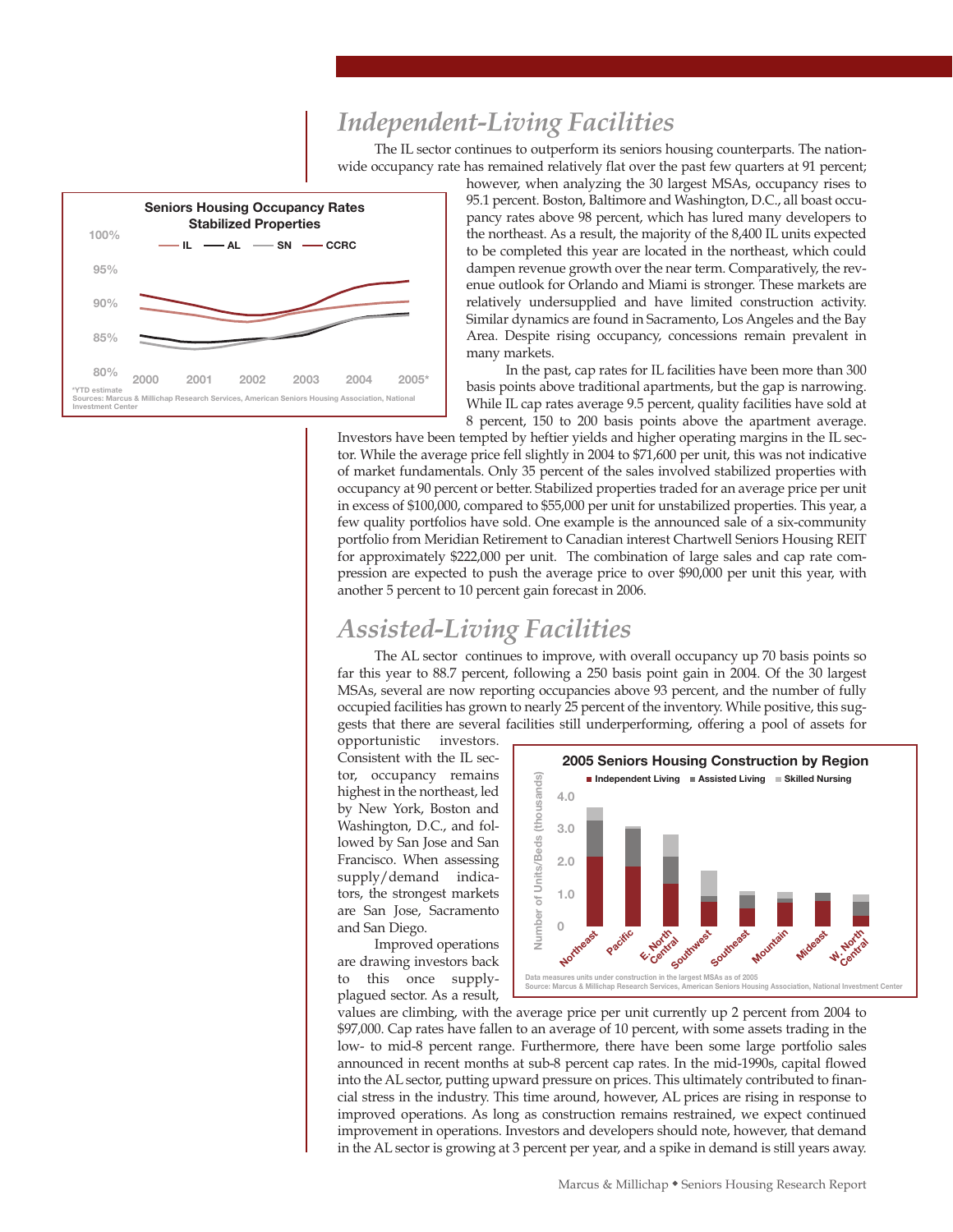## Independent-Living Facilities

The IL sector continues to outperform its seniors housing counterparts. The nationwide occupancy rate has remained relatively flat over the past few quarters at 91 percent; however, when analyzing the 30 largest MSAs, occupancy rises to 95.1 percent. Boston, Baltimore and Washington, D.C., all boast occupancy rates above 98 percent, which has lured many developers to the northeast. As a result, the majority of the 8,400 IL units expected to be completed this year are located in the northeast, which could dampen revenue growth over the near term. Comparatively, the revenue outlook for Orlando and Miami is stronger. These markets are relatively undersupplied and have limited construction activity. Similar dynamics are found in Sacramento, Los Angeles and the Bay Area. Despite rising occupancy, concessions remain prevalent in many markets.

In the past, cap rates for IL facilities have been more than 300 basis points above traditional apartments, but the gap is narrowing. While IL cap rates average 9.5 percent, quality facilities have sold at 8 percent, 150 to 200 basis points above the apartment average. Investors have been tempted by heftier yields and higher operating margins in the IL sector. While the average price fell slightly in 2004 to $71,600 per unit, this was not indicative of market fundamentals. Only 35 percent of the sales involved stabilized properties with occupancy at 90 percent or better. Stabilized properties traded for an average price per unit in excess of $100,000, compared to $55,000 per unit for unstabilized properties. This year, a few quality portfolios have sold. One example is the announced sale of a six-community portfolio from Meridian Retirement to Canadian interest Chartwell Seniors Housing REIT for approximately $222,000 per unit. The combination of large sales and cap rate compression are expected to push the average price to over $90,000 per unit this year, with another 5 percent to 10 percent gain forecast in 2006.

**Seniors Housing Occupancy Rates Stabilized Properties**

*YTD estimate
Sources: Marcus & Millichap Research Services, American Seniors Housing Association, National Investment Center

## Assisted-Living Facilities

The AL sector continues to improve, with overall occupancy up 70 basis points so far this year to 88.7 percent, following a 250 basis point gain in 2004. Of the 30 largest MSAs, several are now reporting occupancies above 93 percent, and the number of fully occupied facilities has grown to nearly 25 percent of the inventory. While positive, this suggests that there are several facilities still underperforming, offering a pool of assets for opportunistic investors. Consistent with the IL sector, occupancy remains highest in the northeast, led by New York, Boston and Washington, D.C., and followed by San Jose and San Francisco. When assessing supply/demand indicators, the strongest markets are San Jose, Sacramento and San Diego.

Improved operations are drawing investors back to this once supply-plagued sector. As a result, values are climbing, with the average price per unit currently up 2 percent from 2004 to $97,000. Cap rates have fallen to an average of 10 percent, with some assets trading in the low- to mid-8 percent range. Furthermore, there have been some large portfolio sales announced in recent months at sub-8 percent cap rates. In the mid-1990s, capital flowed into the AL sector, putting upward pressure on prices. This ultimately contributed to financial stress in the industry. This time around, however, AL prices are rising in response to improved operations. As long as construction remains restrained, we expect continued improvement in operations. Investors and developers should note, however, that demand in the AL sector is growing at 3 percent per year, and a spike in demand is still years away.

**2005 Seniors Housing Construction by Region**

Data measures units under construction in the largest MSAs as of 2005
Source: Marcus & Millichap Research Services, American Seniors Housing Association, National Investment Center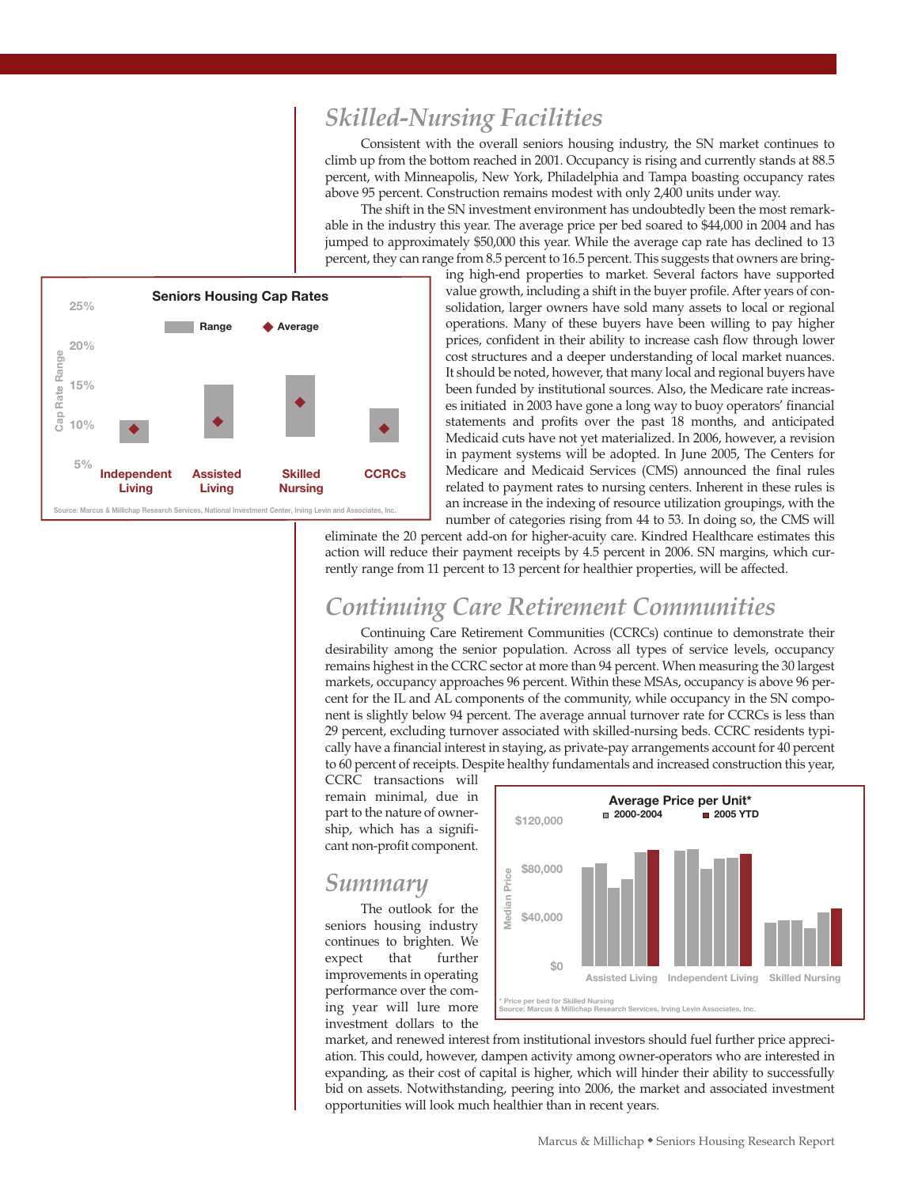## *Skilled-Nursing Facilities*

Consistent with the overall seniors housing industry, the SN market continues to climb up from the bottom reached in 2001. Occupancy is rising and currently stands at 88.5 percent, with Minneapolis, New York, Philadelphia and Tampa boasting occupancy rates above 95 percent. Construction remains modest with only 2,400 units under way.

The shift in the SN investment environment has undoubtedly been the most remarkable in the industry this year. The average price per bed soared to $44,000 in 2004 and has jumped to approximately $50,000 this year. While the average cap rate has declined to 13 percent, they can range from 8.5 percent to 16.5 percent. This suggests that owners are bringing high-end properties to market. Several factors have supported value growth, including a shift in the buyer profile. After years of consolidation, larger owners have sold many assets to local or regional operations. Many of these buyers have been willing to pay higher prices, confident in their ability to increase cash flow through lower cost structures and a deeper understanding of local market nuances. It should be noted, however, that many local and regional buyers have been funded by institutional sources. Also, the Medicare rate increases initiated in 2003 have gone a long way to buoy operators' financial statements and profits over the past 18 months, and anticipated Medicaid cuts have not yet materialized. In 2006, however, a revision in payment systems will be adopted. In June 2005, The Centers for Medicare and Medicaid Services (CMS) announced the final rules related to payment rates to nursing centers. Inherent in these rules is an increase in the indexing of resource utilization groupings, with the number of categories rising from 44 to 53. In doing so, the CMS will eliminate the 20 percent add-on for higher-acuity care. Kindred Healthcare estimates this action will reduce their payment receipts by 4.5 percent in 2006. SN margins, which currently range from 11 percent to 13 percent for healthier properties, will be affected.

**Seniors Housing Cap Rates**

| | Range | Average |
|---|---|---|
| Independent Living | ~9%–11% | ~10% |
| Assisted Living | ~10%–15% | ~11% |
| Skilled Nursing | ~8.5%–16.5% | ~13% |
| CCRCs | ~9%–12% | ~10% |

Source: Marcus & Millichap Research Services, National Investment Center, Irving Levin and Associates, Inc.

## *Continuing Care Retirement Communities*

Continuing Care Retirement Communities (CCRCs) continue to demonstrate their desirability among the senior population. Across all types of service levels, occupancy remains highest in the CCRC sector at more than 94 percent. When measuring the 30 largest markets, occupancy approaches 96 percent. Within these MSAs, occupancy is above 96 percent for the IL and AL components of the community, while occupancy in the SN component is slightly below 94 percent. The average annual turnover rate for CCRCs is less than 29 percent, excluding turnover associated with skilled-nursing beds. CCRC residents typically have a financial interest in staying, as private-pay arrangements account for 40 percent to 60 percent of receipts. Despite healthy fundamentals and increased construction this year, CCRC transactions will remain minimal, due in part to the nature of ownership, which has a significant non-profit component.

**Average Price per Unit***

Bar chart of median price ($0–$120,000) for Assisted Living, Independent Living and Skilled Nursing, 2000-2004 and 2005 YTD.

\* Price per bed for Skilled Nursing
Source: Marcus & Millichap Research Services, Irving Levin Associates, Inc.

## *Summary*

The outlook for the seniors housing industry continues to brighten. We expect that further improvements in operating performance over the coming year will lure more investment dollars to the market, and renewed interest from institutional investors should fuel further price appreciation. This could, however, dampen activity among owner-operators who are interested in expanding, as their cost of capital is higher, which will hinder their ability to successfully bid on assets. Notwithstanding, peering into 2006, the market and associated investment opportunities will look much healthier than in recent years.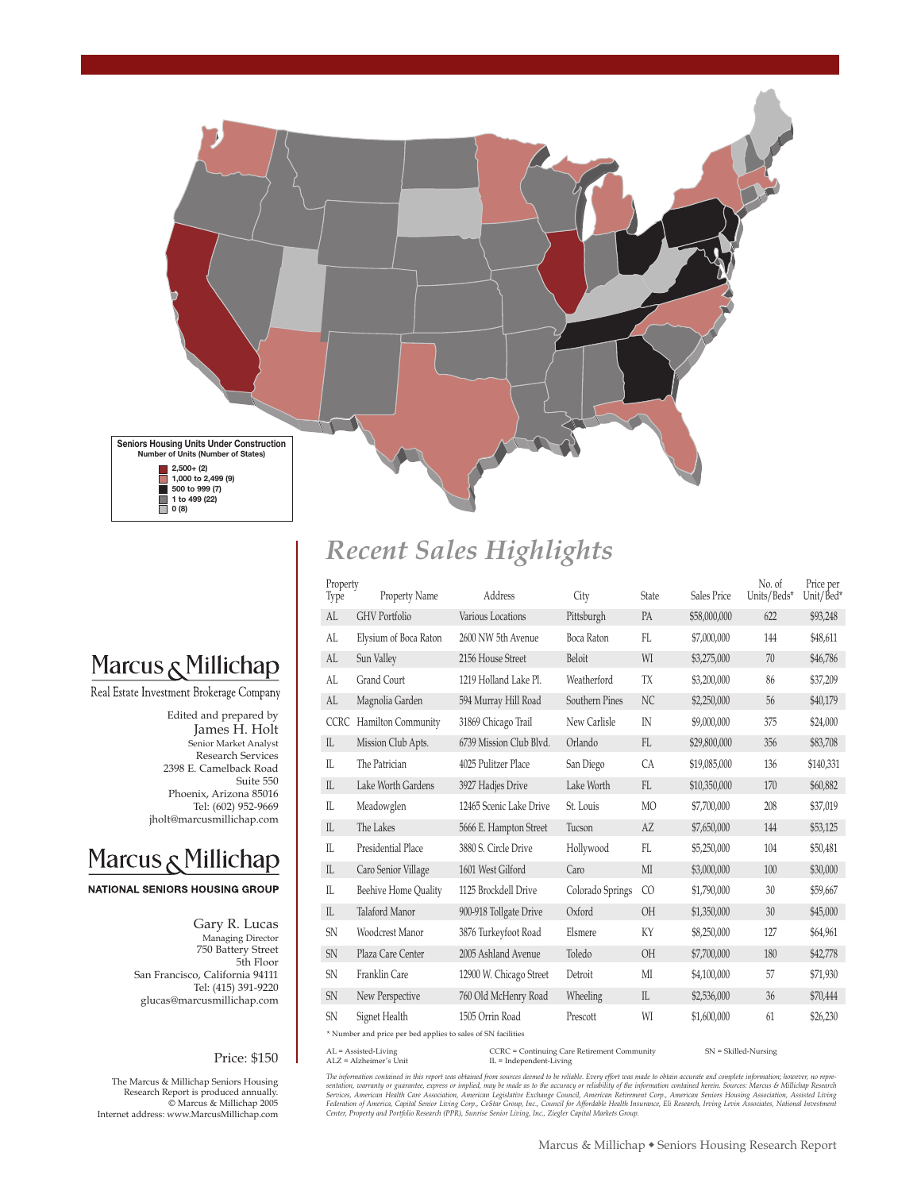Seniors Housing Units Under Construction
Number of Units (Number of States)

2,500+ (2)
1,000 to 2,499 (9)
500 to 999 (7)
1 to 499 (22)
0 (8)

## Recent Sales Highlights

| Property Type | Property Name | Address | City | State | Sales Price | No. of Units/Beds* | Price per Unit/Bed* |
|---|---|---|---|---|---|---|---|
| AL | GHV Portfolio | Various Locations | Pittsburgh | PA | $58,000,000 | 622 | $93,248 |
| AL | Elysium of Boca Raton | 2600 NW 5th Avenue | Boca Raton | FL | $7,000,000 | 144 | $48,611 |
| AL | Sun Valley | 2156 House Street | Beloit | WI | $3,275,000 | 70 | $46,786 |
| AL | Grand Court | 1219 Holland Lake Pl. | Weatherford | TX | $3,200,000 | 86 | $37,209 |
| AL | Magnolia Garden | 594 Murray Hill Road | Southern Pines | NC | $2,250,000 | 56 | $40,179 |
| CCRC | Hamilton Community | 31869 Chicago Trail | New Carlisle | IN | $9,000,000 | 375 | $24,000 |
| IL | Mission Club Apts. | 6739 Mission Club Blvd. | Orlando | FL | $29,800,000 | 356 | $83,708 |
| IL | The Patrician | 4025 Pulitzer Place | San Diego | CA | $19,085,000 | 136 | $140,331 |
| IL | Lake Worth Gardens | 3927 Hadjes Drive | Lake Worth | FL | $10,350,000 | 170 | $60,882 |
| IL | Meadowglen | 12465 Scenic Lake Drive | St. Louis | MO | $7,700,000 | 208 | $37,019 |
| IL | The Lakes | 5666 E. Hampton Street | Tucson | AZ | $7,650,000 | 144 | $53,125 |
| IL | Presidential Place | 3880 S. Circle Drive | Hollywood | FL | $5,250,000 | 104 | $50,481 |
| IL | Caro Senior Village | 1601 West Gilford | Caro | MI | $3,000,000 | 100 | $30,000 |
| IL | Beehive Home Quality | 1125 Brockdell Drive | Colorado Springs | CO | $1,790,000 | 30 | $59,667 |
| IL | Talaford Manor | 900-918 Tollgate Drive | Oxford | OH | $1,350,000 | 30 | $45,000 |
| SN | Woodcrest Manor | 3876 Turkeyfoot Road | Elsmere | KY | $8,250,000 | 127 | $64,961 |
| SN | Plaza Care Center | 2005 Ashland Avenue | Toledo | OH | $7,700,000 | 180 | $42,778 |
| SN | Franklin Care | 12900 W. Chicago Street | Detroit | MI | $4,100,000 | 57 | $71,930 |
| SN | New Perspective | 760 Old McHenry Road | Wheeling | IL | $2,536,000 | 36 | $70,444 |
| SN | Signet Health | 1505 Orrin Road | Prescott | WI | $1,600,000 | 61 | $26,230 |

\* Number and price per bed applies to sales of SN facilities

AL = Assisted-Living
ALZ = Alzheimer's Unit
CCRC = Continuing Care Retirement Community
IL = Independent-Living
SN = Skilled-Nursing

*The information contained in this report was obtained from sources deemed to be reliable. Every effort was made to obtain accurate and complete information; however, no representation, warranty or guarantee, express or implied, may be made as to the accuracy or reliability of the information contained herein. Sources: Marcus & Millichap Research Services, American Health Care Association, American Legislative Exchange Council, American Retirement Corp., American Seniors Housing Association, Assisted Living Federation of America, Capital Senior Living Corp., CoStar Group, Inc., Council for Affordable Health Insurance, Eli Research, Irving Levin Associates, National Investment Center, Property and Portfolio Research (PPR), Sunrise Senior Living, Inc., Ziegler Capital Markets Group.*

**Marcus & Millichap**
Real Estate Investment Brokerage Company

Edited and prepared by
James H. Holt
Senior Market Analyst
Research Services
2398 E. Camelback Road
Suite 550
Phoenix, Arizona 85016
Tel: (602) 952-9669
jholt@marcusmillichap.com

**Marcus & Millichap**
NATIONAL SENIORS HOUSING GROUP

Gary R. Lucas
Managing Director
750 Battery Street
5th Floor
San Francisco, California 94111
Tel: (415) 391-9220
glucas@marcusmillichap.com

Price: $150

The Marcus & Millichap Seniors Housing Research Report is produced annually.
© Marcus & Millichap 2005
Internet address: www.MarcusMillichap.com